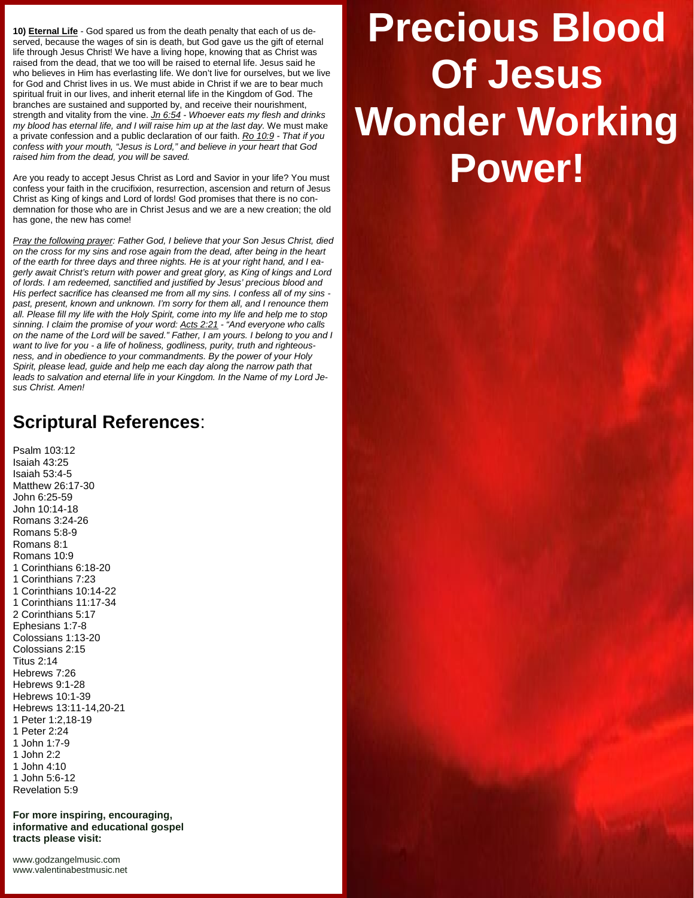# Precious Blood Of Jesus Wonder Working Power!

**10) Eternal Life** - God spared us from the death penalty that each of us deserved, because the wages of sin is death, but God gave us the gift of eternal life through Jesus Christ! We have a living hope, knowing that as Christ was raised from the dead, that we too will be raised to eternal life. Jesus said he who believes in Him has everlasting life. We don't live for ourselves, but we live for God and Christ lives in us. We must abide in Christ if we are to bear much spiritual fruit in our lives, and inherit eternal life in the Kingdom of God. The branches are sustained and supported by, and receive their nourishment, strength and vitality from the vine. Jn 6:54 - *Whoever eats my flesh and drinks my blood has eternal life, and I will raise him up at the last day.* We must make a private confession and a public declaration of our faith. Ro 10:9 - *That if you confess with your mouth, "Jesus is Lord," and believe in your heart that God raised him from the dead, you will be saved.*

Are you ready to accept Jesus Christ as Lord and Savior in your life? You must confess your faith in the crucifixion, resurrection, ascension and return of Jesus Christ as King of kings and Lord of lords! God promises that there is no condemnation for those who are in Christ Jesus and we are a new creation; the old has gone, the new has come!

*Pray the following prayer: Father God, I believe that your Son Jesus Christ, died on the cross for my sins and rose again from the dead, after being in the heart of the earth for three days and three nights. He is at your right hand, and I eagerly await Christ's return with power and great glory, as King of kings and Lord of lords. I am redeemed, sanctified and justified by Jesus' precious blood and His perfect sacrifice has cleansed me from all my sins. I confess all of my sins - past, present, known and unknown. I'm sorry for them all, and I renounce them all. Please fill my life with the Holy Spirit, come into my life and help me to stop sinning. I claim the promise of your word: Acts 2:21 - "And everyone who calls on the name of the Lord will be saved." Father, I am yours. I belong to you and I want to live for you - a life of holiness, godliness, purity, truth and righteousness, and in obedience to your commandments. By the power of your Holy Spirit, please lead, guide and help me each day along the narrow path that leads to salvation and eternal life in your Kingdom. In the Name of my Lord Jesus Christ. Amen!*

## Scriptural References:

Psalm 103:12
Isaiah 43:25
Isaiah 53:4-5
Matthew 26:17-30
John 6:25-59
John 10:14-18
Romans 3:24-26
Romans 5:8-9
Romans 8:1
Romans 10:9
1 Corinthians 6:18-20
1 Corinthians 7:23
1 Corinthians 10:14-22
1 Corinthians 11:17-34
2 Corinthians 5:17
Ephesians 1:7-8
Colossians 1:13-20
Colossians 2:15
Titus 2:14
Hebrews 7:26
Hebrews 9:1-28
Hebrews 10:1-39
Hebrews 13:11-14,20-21
1 Peter 1:2,18-19
1 Peter 2:24
1 John 1:7-9
1 John 2:2
1 John 4:10
1 John 5:6-12
Revelation 5:9

**For more inspiring, encouraging, informative and educational gospel tracts please visit:**

www.godzangelmusic.com
www.valentinabestmusic.net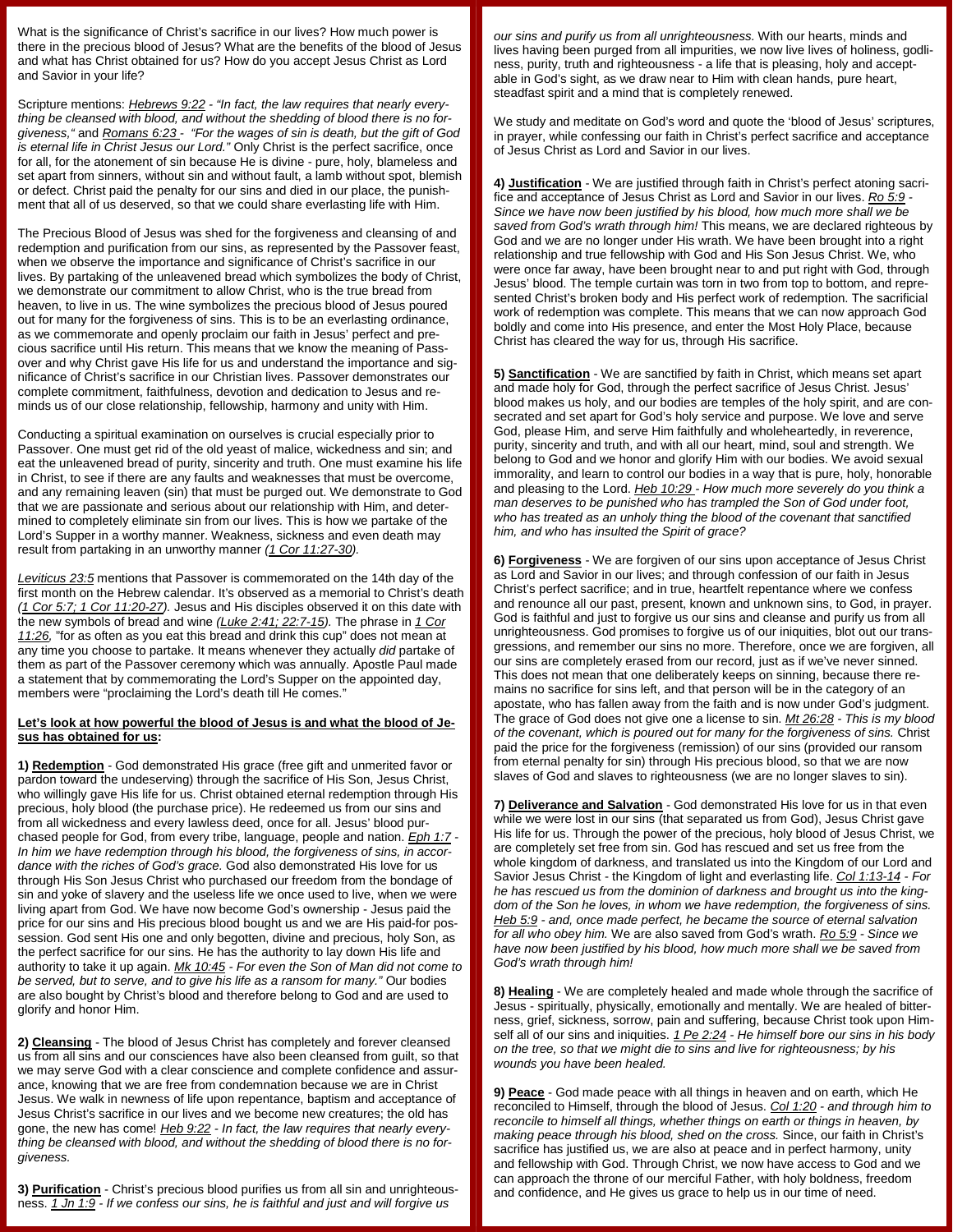What is the significance of Christ's sacrifice in our lives? How much power is there in the precious blood of Jesus? What are the benefits of the blood of Jesus and what has Christ obtained for us? How do you accept Jesus Christ as Lord and Savior in your life?

Scripture mentions: _Hebrews 9:22_ - *"In fact, the law requires that nearly everything be cleansed with blood, and without the shedding of blood there is no forgiveness,"* and _Romans 6:23_ - *"For the wages of sin is death, but the gift of God is eternal life in Christ Jesus our Lord."* Only Christ is the perfect sacrifice, once for all, for the atonement of sin because He is divine - pure, holy, blameless and set apart from sinners, without sin and without fault, a lamb without spot, blemish or defect. Christ paid the penalty for our sins and died in our place, the punishment that all of us deserved, so that we could share everlasting life with Him.

The Precious Blood of Jesus was shed for the forgiveness and cleansing of and redemption and purification from our sins, as represented by the Passover feast, when we observe the importance and significance of Christ's sacrifice in our lives. By partaking of the unleavened bread which symbolizes the body of Christ, we demonstrate our commitment to allow Christ, who is the true bread from heaven, to live in us. The wine symbolizes the precious blood of Jesus poured out for many for the forgiveness of sins. This is to be an everlasting ordinance, as we commemorate and openly proclaim our faith in Jesus' perfect and precious sacrifice until His return. This means that we know the meaning of Passover and why Christ gave His life for us and understand the importance and significance of Christ's sacrifice in our Christian lives. Passover demonstrates our complete commitment, faithfulness, devotion and dedication to Jesus and reminds us of our close relationship, fellowship, harmony and unity with Him.

Conducting a spiritual examination on ourselves is crucial especially prior to Passover. One must get rid of the old yeast of malice, wickedness and sin; and eat the unleavened bread of purity, sincerity and truth. One must examine his life in Christ, to see if there are any faults and weaknesses that must be overcome, and any remaining leaven (sin) that must be purged out. We demonstrate to God that we are passionate and serious about our relationship with Him, and determined to completely eliminate sin from our lives. This is how we partake of the Lord's Supper in a worthy manner. Weakness, sickness and even death may result from partaking in an unworthy manner *(_1 Cor 11:27-30_)*.

_Leviticus 23:5_ mentions that Passover is commemorated on the 14th day of the first month on the Hebrew calendar. It's observed as a memorial to Christ's death *(_1 Cor 5:7; 1 Cor 11:20-27_)*. Jesus and His disciples observed it on this date with the new symbols of bread and wine *(_Luke 2:41; 22:7-15_)*. The phrase in _1 Cor 11:26_, "for as often as you eat this bread and drink this cup" does not mean at any time you choose to partake. It means whenever they actually *did* partake of them as part of the Passover ceremony which was annually. Apostle Paul made a statement that by commemorating the Lord's Supper on the appointed day, members were "proclaiming the Lord's death till He comes."

**_Let's look at how powerful the blood of Jesus is and what the blood of Jesus has obtained for us:_**

**1) _Redemption_** - God demonstrated His grace (free gift and unmerited favor or pardon toward the undeserving) through the sacrifice of His Son, Jesus Christ, who willingly gave His life for us. Christ obtained eternal redemption through His precious, holy blood (the purchase price). He redeemed us from our sins and from all wickedness and every lawless deed, once for all. Jesus' blood purchased people for God, from every tribe, language, people and nation. _Eph 1:7_ - *In him we have redemption through his blood, the forgiveness of sins, in accordance with the riches of God's grace.* God also demonstrated His love for us through His Son Jesus Christ who purchased our freedom from the bondage of sin and yoke of slavery and the useless life we once used to live, when we were living apart from God. We have now become God's ownership - Jesus paid the price for our sins and His precious blood bought us and we are His paid-for possession. God sent His one and only begotten, divine and precious, holy Son, as the perfect sacrifice for our sins. He has the authority to lay down His life and authority to take it up again. _Mk 10:45_ - *For even the Son of Man did not come to be served, but to serve, and to give his life as a ransom for many."* Our bodies are also bought by Christ's blood and therefore belong to God and are used to glorify and honor Him.

**2) _Cleansing_** - The blood of Jesus Christ has completely and forever cleansed us from all sins and our consciences have also been cleansed from guilt, so that we may serve God with a clear conscience and complete confidence and assurance, knowing that we are free from condemnation because we are in Christ Jesus. We walk in newness of life upon repentance, baptism and acceptance of Jesus Christ's sacrifice in our lives and we become new creatures; the old has gone, the new has come! _Heb 9:22_ - *In fact, the law requires that nearly everything be cleansed with blood, and without the shedding of blood there is no forgiveness.*

**3) _Purification_** - Christ's precious blood purifies us from all sin and unrighteousness. _1 Jn 1:9_ - *If we confess our sins, he is faithful and just and will forgive us our sins and purify us from all unrighteousness.* With our hearts, minds and lives having been purged from all impurities, we now live lives of holiness, godliness, purity, truth and righteousness - a life that is pleasing, holy and acceptable in God's sight, as we draw near to Him with clean hands, pure heart, steadfast spirit and a mind that is completely renewed.

We study and meditate on God's word and quote the 'blood of Jesus' scriptures, in prayer, while confessing our faith in Christ's perfect sacrifice and acceptance of Jesus Christ as Lord and Savior in our lives.

**4) _Justification_** - We are justified through faith in Christ's perfect atoning sacrifice and acceptance of Jesus Christ as Lord and Savior in our lives. _Ro 5:9_ - *Since we have now been justified by his blood, how much more shall we be saved from God's wrath through him!* This means, we are declared righteous by God and we are no longer under His wrath. We have been brought into a right relationship and true fellowship with God and His Son Jesus Christ. We, who were once far away, have been brought near to and put right with God, through Jesus' blood. The temple curtain was torn in two from top to bottom, and represented Christ's broken body and His perfect work of redemption. The sacrificial work of redemption was complete. This means that we can now approach God boldly and come into His presence, and enter the Most Holy Place, because Christ has cleared the way for us, through His sacrifice.

**5) _Sanctification_** - We are sanctified by faith in Christ, which means set apart and made holy for God, through the perfect sacrifice of Jesus Christ. Jesus' blood makes us holy, and our bodies are temples of the holy spirit, and are consecrated and set apart for God's holy service and purpose. We love and serve God, please Him, and serve Him faithfully and wholeheartedly, in reverence, purity, sincerity and truth, and with all our heart, mind, soul and strength. We belong to God and we honor and glorify Him with our bodies. We avoid sexual immorality, and learn to control our bodies in a way that is pure, holy, honorable and pleasing to the Lord. _Heb 10:29_ - *How much more severely do you think a man deserves to be punished who has trampled the Son of God under foot, who has treated as an unholy thing the blood of the covenant that sanctified him, and who has insulted the Spirit of grace?*

**6) _Forgiveness_** - We are forgiven of our sins upon acceptance of Jesus Christ as Lord and Savior in our lives; and through confession of our faith in Jesus Christ's perfect sacrifice; and in true, heartfelt repentance where we confess and renounce all our past, present, known and unknown sins, to God, in prayer. God is faithful and just to forgive us our sins and cleanse and purify us from all unrighteousness. God promises to forgive us of our iniquities, blot out our transgressions, and remember our sins no more. Therefore, once we are forgiven, all our sins are completely erased from our record, just as if we've never sinned. This does not mean that one deliberately keeps on sinning, because there remains no sacrifice for sins left, and that person will be in the category of an apostate, who has fallen away from the faith and is now under God's judgment. The grace of God does not give one a license to sin. _Mt 26:28_ - *This is my blood of the covenant, which is poured out for many for the forgiveness of sins.* Christ paid the price for the forgiveness (remission) of our sins (provided our ransom from eternal penalty for sin) through His precious blood, so that we are now slaves of God and slaves to righteousness (we are no longer slaves to sin).

**7) _Deliverance and Salvation_** - God demonstrated His love for us in that even while we were lost in our sins (that separated us from God), Jesus Christ gave His life for us. Through the power of the precious, holy blood of Jesus Christ, we are completely set free from sin. God has rescued and set us free from the whole kingdom of darkness, and translated us into the Kingdom of our Lord and Savior Jesus Christ - the Kingdom of light and everlasting life. _Col 1:13-14_ - *For he has rescued us from the dominion of darkness and brought us into the kingdom of the Son he loves, in whom we have redemption, the forgiveness of sins.* _Heb 5:9_ - *and, once made perfect, he became the source of eternal salvation for all who obey him.* We are also saved from God's wrath. _Ro 5:9_ - *Since we have now been justified by his blood, how much more shall we be saved from God's wrath through him!*

**8) _Healing_** - We are completely healed and made whole through the sacrifice of Jesus - spiritually, physically, emotionally and mentally. We are healed of bitterness, grief, sickness, sorrow, pain and suffering, because Christ took upon Himself all of our sins and iniquities. _1 Pe 2:24_ - *He himself bore our sins in his body on the tree, so that we might die to sins and live for righteousness; by his wounds you have been healed.*

**9) _Peace_** - God made peace with all things in heaven and on earth, which He reconciled to Himself, through the blood of Jesus. _Col 1:20_ - *and through him to reconcile to himself all things, whether things on earth or things in heaven, by making peace through his blood, shed on the cross.* Since, our faith in Christ's sacrifice has justified us, we are also at peace and in perfect harmony, unity and fellowship with God. Through Christ, we now have access to God and we can approach the throne of our merciful Father, with holy boldness, freedom and confidence, and He gives us grace to help us in our time of need.